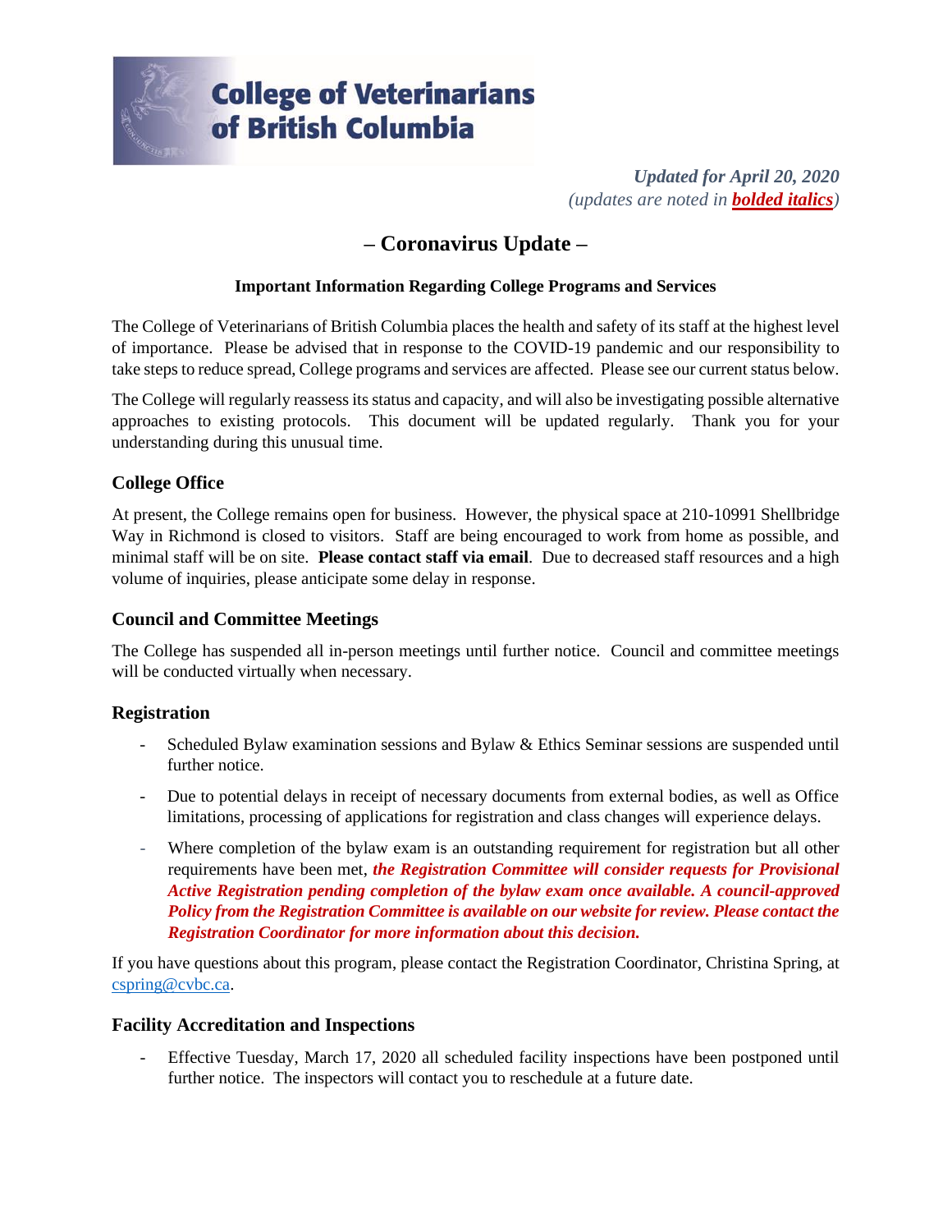**College of Veterinarians of British Columbia**

*Updated for April 20, 2020*
*(updates are noted in* ***bolded italics****)*

# – Coronavirus Update –

**Important Information Regarding College Programs and Services**

The College of Veterinarians of British Columbia places the health and safety of its staff at the highest level of importance. Please be advised that in response to the COVID-19 pandemic and our responsibility to take steps to reduce spread, College programs and services are affected. Please see our current status below.

The College will regularly reassess its status and capacity, and will also be investigating possible alternative approaches to existing protocols. This document will be updated regularly. Thank you for your understanding during this unusual time.

## College Office

At present, the College remains open for business. However, the physical space at 210-10991 Shellbridge Way in Richmond is closed to visitors. Staff are being encouraged to work from home as possible, and minimal staff will be on site. **Please contact staff via email**. Due to decreased staff resources and a high volume of inquiries, please anticipate some delay in response.

## Council and Committee Meetings

The College has suspended all in-person meetings until further notice. Council and committee meetings will be conducted virtually when necessary.

## Registration

- Scheduled Bylaw examination sessions and Bylaw & Ethics Seminar sessions are suspended until further notice.
- Due to potential delays in receipt of necessary documents from external bodies, as well as Office limitations, processing of applications for registration and class changes will experience delays.
- Where completion of the bylaw exam is an outstanding requirement for registration but all other requirements have been met, ***the Registration Committee will consider requests for Provisional Active Registration pending completion of the bylaw exam once available. A council-approved Policy from the Registration Committee is available on our website for review. Please contact the Registration Coordinator for more information about this decision.***

If you have questions about this program, please contact the Registration Coordinator, Christina Spring, at cspring@cvbc.ca.

## Facility Accreditation and Inspections

- Effective Tuesday, March 17, 2020 all scheduled facility inspections have been postponed until further notice. The inspectors will contact you to reschedule at a future date.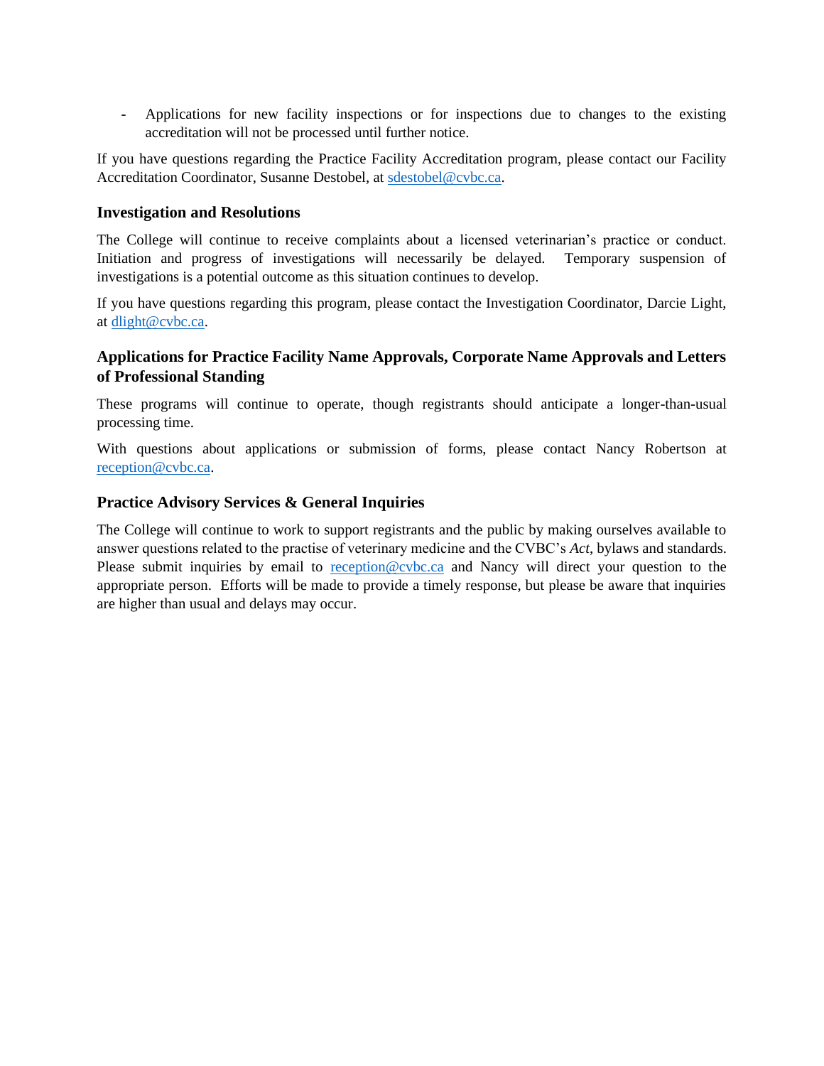- Applications for new facility inspections or for inspections due to changes to the existing accreditation will not be processed until further notice.

If you have questions regarding the Practice Facility Accreditation program, please contact our Facility Accreditation Coordinator, Susanne Destobel, at sdestobel@cvbc.ca.

### Investigation and Resolutions

The College will continue to receive complaints about a licensed veterinarian's practice or conduct. Initiation and progress of investigations will necessarily be delayed. Temporary suspension of investigations is a potential outcome as this situation continues to develop.

If you have questions regarding this program, please contact the Investigation Coordinator, Darcie Light, at dlight@cvbc.ca.

### Applications for Practice Facility Name Approvals, Corporate Name Approvals and Letters of Professional Standing

These programs will continue to operate, though registrants should anticipate a longer-than-usual processing time.

With questions about applications or submission of forms, please contact Nancy Robertson at reception@cvbc.ca.

### Practice Advisory Services & General Inquiries

The College will continue to work to support registrants and the public by making ourselves available to answer questions related to the practise of veterinary medicine and the CVBC's *Act*, bylaws and standards. Please submit inquiries by email to reception@cvbc.ca and Nancy will direct your question to the appropriate person. Efforts will be made to provide a timely response, but please be aware that inquiries are higher than usual and delays may occur.